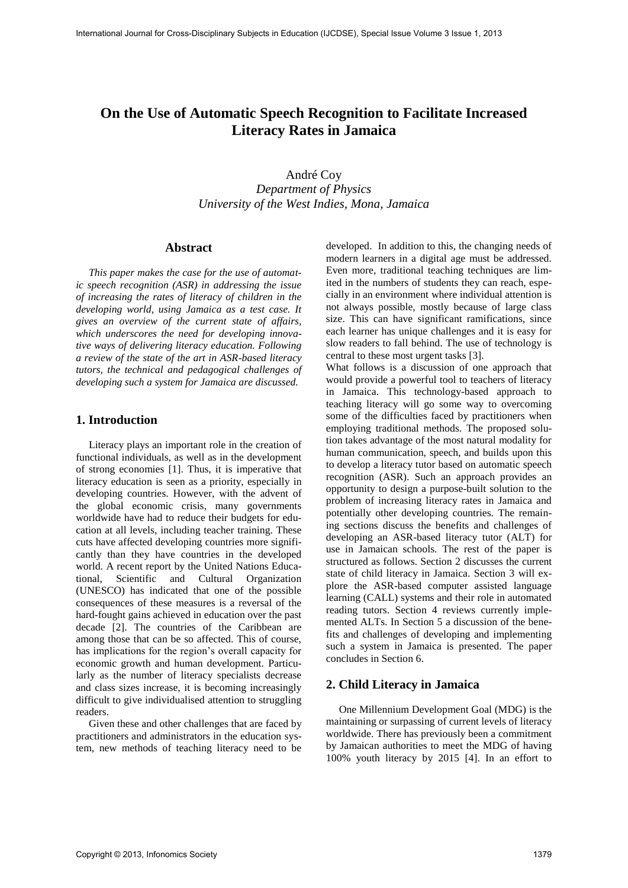# On the Use of Automatic Speech Recognition to Facilitate Increased Literacy Rates in Jamaica

André Coy
*Department of Physics*
*University of the West Indies, Mona, Jamaica*

## Abstract

*This paper makes the case for the use of automatic speech recognition (ASR) in addressing the issue of increasing the rates of literacy of children in the developing world, using Jamaica as a test case. It gives an overview of the current state of affairs, which underscores the need for developing innovative ways of delivering literacy education. Following a review of the state of the art in ASR-based literacy tutors, the technical and pedagogical challenges of developing such a system for Jamaica are discussed.*

## 1. Introduction

Literacy plays an important role in the creation of functional individuals, as well as in the development of strong economies [1]. Thus, it is imperative that literacy education is seen as a priority, especially in developing countries. However, with the advent of the global economic crisis, many governments worldwide have had to reduce their budgets for education at all levels, including teacher training. These cuts have affected developing countries more significantly than they have countries in the developed world. A recent report by the United Nations Educational, Scientific and Cultural Organization (UNESCO) has indicated that one of the possible consequences of these measures is a reversal of the hard-fought gains achieved in education over the past decade [2]. The countries of the Caribbean are among those that can be so affected. This of course, has implications for the region's overall capacity for economic growth and human development. Particularly as the number of literacy specialists decrease and class sizes increase, it is becoming increasingly difficult to give individualised attention to struggling readers.

Given these and other challenges that are faced by practitioners and administrators in the education system, new methods of teaching literacy need to be developed. In addition to this, the changing needs of modern learners in a digital age must be addressed. Even more, traditional teaching techniques are limited in the numbers of students they can reach, especially in an environment where individual attention is not always possible, mostly because of large class size. This can have significant ramifications, since each learner has unique challenges and it is easy for slow readers to fall behind. The use of technology is central to these most urgent tasks [3].

What follows is a discussion of one approach that would provide a powerful tool to teachers of literacy in Jamaica. This technology-based approach to teaching literacy will go some way to overcoming some of the difficulties faced by practitioners when employing traditional methods. The proposed solution takes advantage of the most natural modality for human communication, speech, and builds upon this to develop a literacy tutor based on automatic speech recognition (ASR). Such an approach provides an opportunity to design a purpose-built solution to the problem of increasing literacy rates in Jamaica and potentially other developing countries. The remaining sections discuss the benefits and challenges of developing an ASR-based literacy tutor (ALT) for use in Jamaican schools. The rest of the paper is structured as follows. Section 2 discusses the current state of child literacy in Jamaica. Section 3 will explore the ASR-based computer assisted language learning (CALL) systems and their role in automated reading tutors. Section 4 reviews currently implemented ALTs. In Section 5 a discussion of the benefits and challenges of developing and implementing such a system in Jamaica is presented. The paper concludes in Section 6.

## 2. Child Literacy in Jamaica

One Millennium Development Goal (MDG) is the maintaining or surpassing of current levels of literacy worldwide. There has previously been a commitment by Jamaican authorities to meet the MDG of having 100% youth literacy by 2015 [4]. In an effort to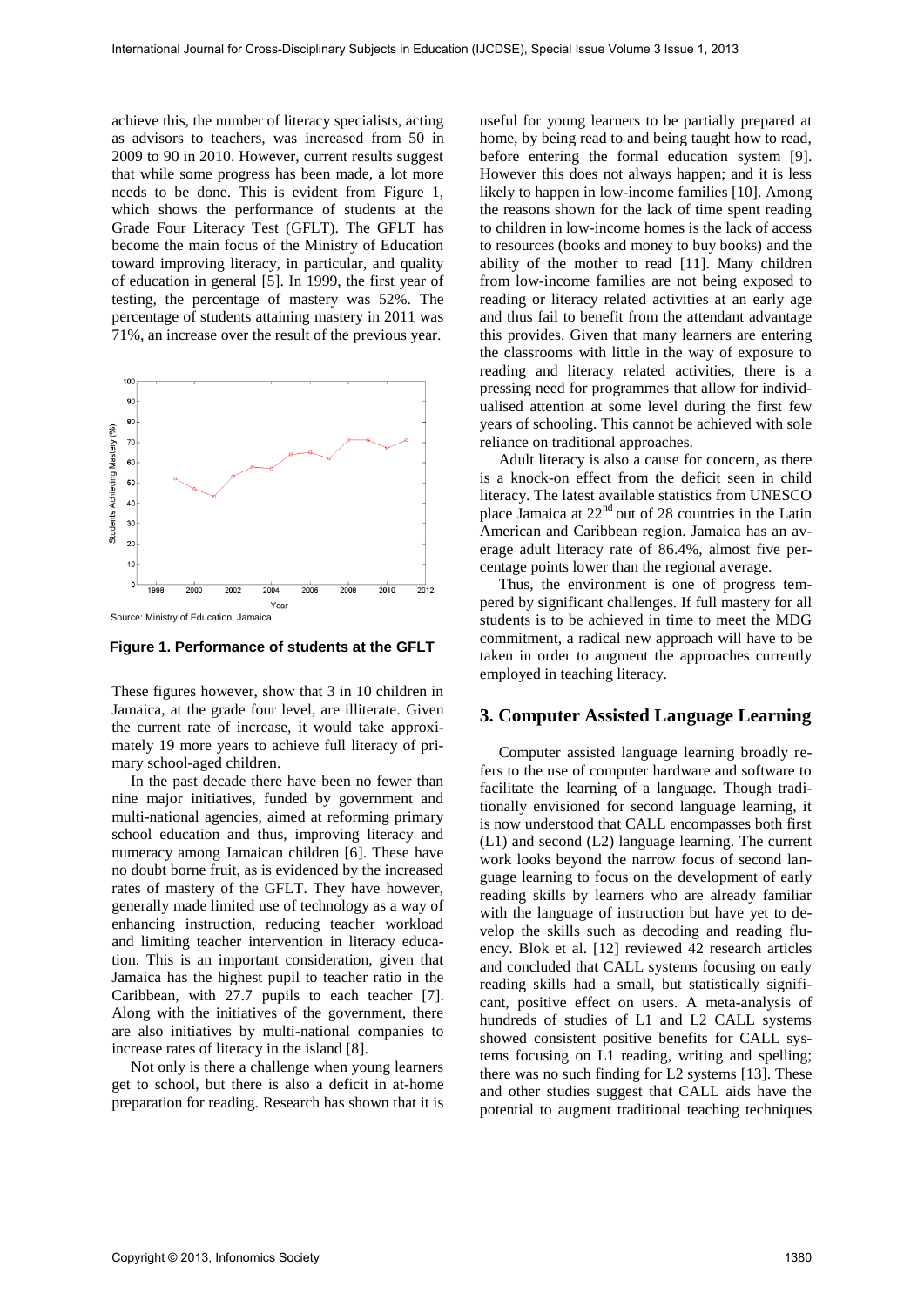achieve this, the number of literacy specialists, acting as advisors to teachers, was increased from 50 in 2009 to 90 in 2010. However, current results suggest that while some progress has been made, a lot more needs to be done. This is evident from Figure 1, which shows the performance of students at the Grade Four Literacy Test (GFLT). The GFLT has become the main focus of the Ministry of Education toward improving literacy, in particular, and quality of education in general [5]. In 1999, the first year of testing, the percentage of mastery was 52%. The percentage of students attaining mastery in 2011 was 71%, an increase over the result of the previous year.

Students Achieving Mastery (%)

100
90
80
70
60
50
40
30
20
10
0

1998 2000 2002 2004 2006 2008 2010 2012

Year

Source: Ministry of Education, Jamaica

**Figure 1. Performance of students at the GFLT**

These figures however, show that 3 in 10 children in Jamaica, at the grade four level, are illiterate. Given the current rate of increase, it would take approximately 19 more years to achieve full literacy of primary school-aged children.

In the past decade there have been no fewer than nine major initiatives, funded by government and multi-national agencies, aimed at reforming primary school education and thus, improving literacy and numeracy among Jamaican children [6]. These have no doubt borne fruit, as is evidenced by the increased rates of mastery of the GFLT. They have however, generally made limited use of technology as a way of enhancing instruction, reducing teacher workload and limiting teacher intervention in literacy education. This is an important consideration, given that Jamaica has the highest pupil to teacher ratio in the Caribbean, with 27.7 pupils to each teacher [7]. Along with the initiatives of the government, there are also initiatives by multi-national companies to increase rates of literacy in the island [8].

Not only is there a challenge when young learners get to school, but there is also a deficit in at-home preparation for reading. Research has shown that it is useful for young learners to be partially prepared at home, by being read to and being taught how to read, before entering the formal education system [9]. However this does not always happen; and it is less likely to happen in low-income families [10]. Among the reasons shown for the lack of time spent reading to children in low-income homes is the lack of access to resources (books and money to buy books) and the ability of the mother to read [11]. Many children from low-income families are not being exposed to reading or literacy related activities at an early age and thus fail to benefit from the attendant advantage this provides. Given that many learners are entering the classrooms with little in the way of exposure to reading and literacy related activities, there is a pressing need for programmes that allow for individualised attention at some level during the first few years of schooling. This cannot be achieved with sole reliance on traditional approaches.

Adult literacy is also a cause for concern, as there is a knock-on effect from the deficit seen in child literacy. The latest available statistics from UNESCO place Jamaica at 22nd out of 28 countries in the Latin American and Caribbean region. Jamaica has an average adult literacy rate of 86.4%, almost five percentage points lower than the regional average.

Thus, the environment is one of progress tempered by significant challenges. If full mastery for all students is to be achieved in time to meet the MDG commitment, a radical new approach will have to be taken in order to augment the approaches currently employed in teaching literacy.

## 3. Computer Assisted Language Learning

Computer assisted language learning broadly refers to the use of computer hardware and software to facilitate the learning of a language. Though traditionally envisioned for second language learning, it is now understood that CALL encompasses both first (L1) and second (L2) language learning. The current work looks beyond the narrow focus of second language learning to focus on the development of early reading skills by learners who are already familiar with the language of instruction but have yet to develop the skills such as decoding and reading fluency. Blok et al. [12] reviewed 42 research articles and concluded that CALL systems focusing on early reading skills had a small, but statistically significant, positive effect on users. A meta-analysis of hundreds of studies of L1 and L2 CALL systems showed consistent positive benefits for CALL systems focusing on L1 reading, writing and spelling; there was no such finding for L2 systems [13]. These and other studies suggest that CALL aids have the potential to augment traditional teaching techniques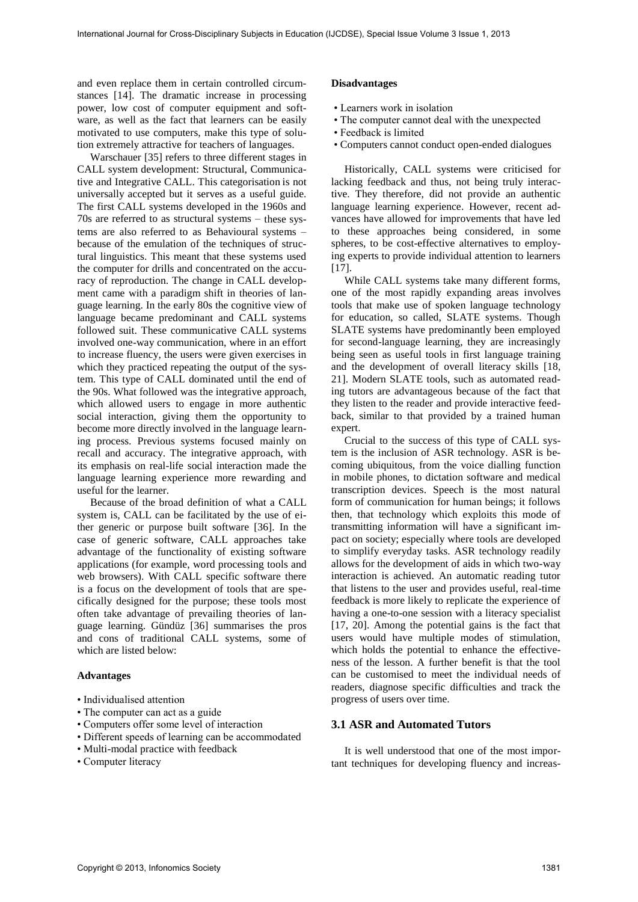and even replace them in certain controlled circumstances [14]. The dramatic increase in processing power, low cost of computer equipment and software, as well as the fact that learners can be easily motivated to use computers, make this type of solution extremely attractive for teachers of languages.

Warschauer [35] refers to three different stages in CALL system development: Structural, Communicative and Integrative CALL. This categorisation is not universally accepted but it serves as a useful guide. The first CALL systems developed in the 1960s and 70s are referred to as structural systems – these systems are also referred to as Behavioural systems – because of the emulation of the techniques of structural linguistics. This meant that these systems used the computer for drills and concentrated on the accuracy of reproduction. The change in CALL development came with a paradigm shift in theories of language learning. In the early 80s the cognitive view of language became predominant and CALL systems followed suit. These communicative CALL systems involved one-way communication, where in an effort to increase fluency, the users were given exercises in which they practiced repeating the output of the system. This type of CALL dominated until the end of the 90s. What followed was the integrative approach, which allowed users to engage in more authentic social interaction, giving them the opportunity to become more directly involved in the language learning process. Previous systems focused mainly on recall and accuracy. The integrative approach, with its emphasis on real-life social interaction made the language learning experience more rewarding and useful for the learner.

Because of the broad definition of what a CALL system is, CALL can be facilitated by the use of either generic or purpose built software [36]. In the case of generic software, CALL approaches take advantage of the functionality of existing software applications (for example, word processing tools and web browsers). With CALL specific software there is a focus on the development of tools that are specifically designed for the purpose; these tools most often take advantage of prevailing theories of language learning. Gündüz [36] summarises the pros and cons of traditional CALL systems, some of which are listed below:

**Advantages**

- Individualised attention
- The computer can act as a guide
- Computers offer some level of interaction
- Different speeds of learning can be accommodated
- Multi-modal practice with feedback
- Computer literacy

**Disadvantages**

- Learners work in isolation
- The computer cannot deal with the unexpected
- Feedback is limited
- Computers cannot conduct open-ended dialogues

Historically, CALL systems were criticised for lacking feedback and thus, not being truly interactive. They therefore, did not provide an authentic language learning experience. However, recent advances have allowed for improvements that have led to these approaches being considered, in some spheres, to be cost-effective alternatives to employing experts to provide individual attention to learners [17].

While CALL systems take many different forms, one of the most rapidly expanding areas involves tools that make use of spoken language technology for education, so called, SLATE systems. Though SLATE systems have predominantly been employed for second-language learning, they are increasingly being seen as useful tools in first language training and the development of overall literacy skills [18, 21]. Modern SLATE tools, such as automated reading tutors are advantageous because of the fact that they listen to the reader and provide interactive feedback, similar to that provided by a trained human expert.

Crucial to the success of this type of CALL system is the inclusion of ASR technology. ASR is becoming ubiquitous, from the voice dialling function in mobile phones, to dictation software and medical transcription devices. Speech is the most natural form of communication for human beings; it follows then, that technology which exploits this mode of transmitting information will have a significant impact on society; especially where tools are developed to simplify everyday tasks. ASR technology readily allows for the development of aids in which two-way interaction is achieved. An automatic reading tutor that listens to the user and provides useful, real-time feedback is more likely to replicate the experience of having a one-to-one session with a literacy specialist [17, 20]. Among the potential gains is the fact that users would have multiple modes of stimulation, which holds the potential to enhance the effectiveness of the lesson. A further benefit is that the tool can be customised to meet the individual needs of readers, diagnose specific difficulties and track the progress of users over time.

### 3.1 ASR and Automated Tutors

It is well understood that one of the most important techniques for developing fluency and increas-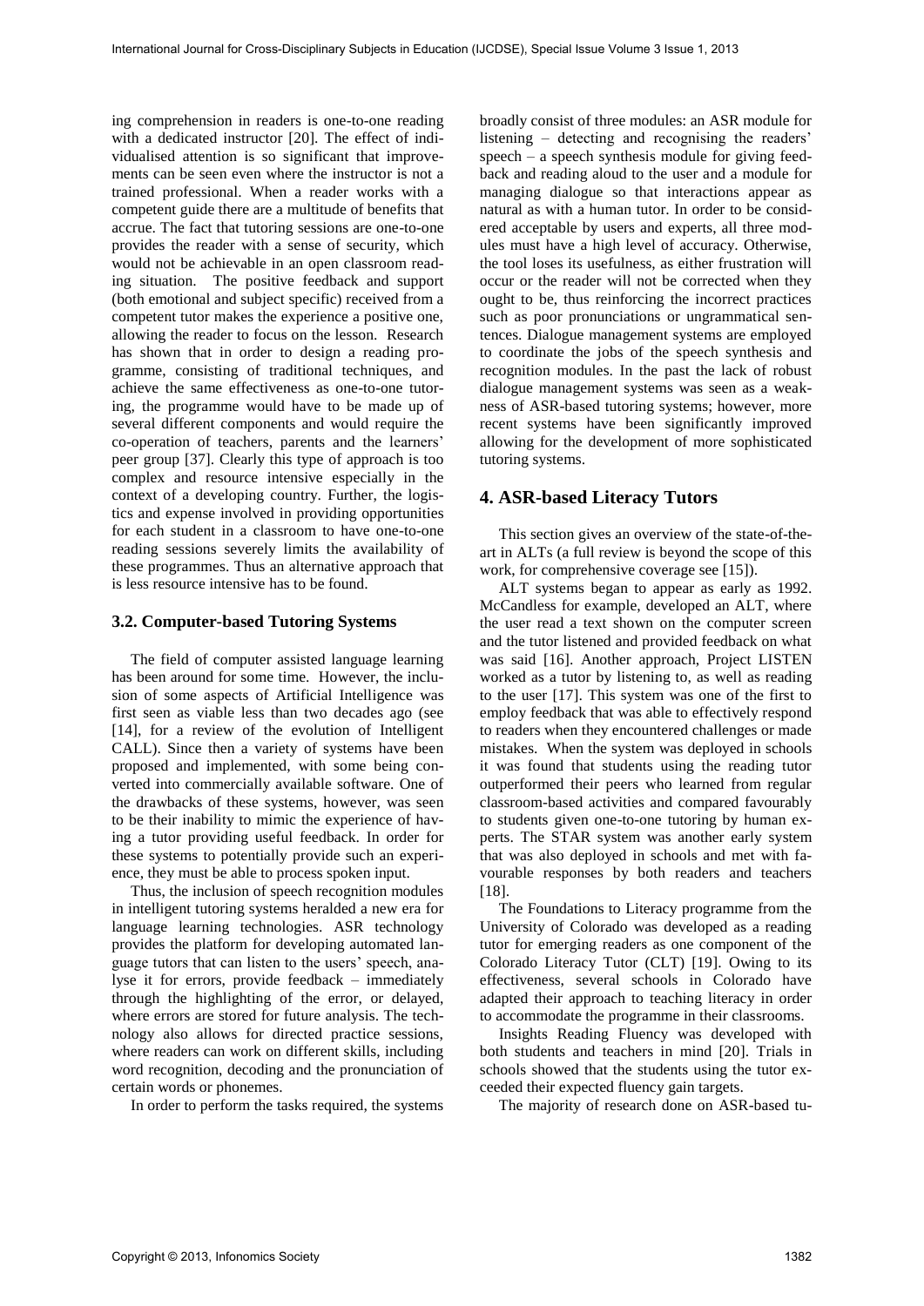ing comprehension in readers is one-to-one reading with a dedicated instructor [20]. The effect of individualised attention is so significant that improvements can be seen even where the instructor is not a trained professional. When a reader works with a competent guide there are a multitude of benefits that accrue. The fact that tutoring sessions are one-to-one provides the reader with a sense of security, which would not be achievable in an open classroom reading situation. The positive feedback and support (both emotional and subject specific) received from a competent tutor makes the experience a positive one, allowing the reader to focus on the lesson. Research has shown that in order to design a reading programme, consisting of traditional techniques, and achieve the same effectiveness as one-to-one tutoring, the programme would have to be made up of several different components and would require the co-operation of teachers, parents and the learners' peer group [37]. Clearly this type of approach is too complex and resource intensive especially in the context of a developing country. Further, the logistics and expense involved in providing opportunities for each student in a classroom to have one-to-one reading sessions severely limits the availability of these programmes. Thus an alternative approach that is less resource intensive has to be found.

### 3.2. Computer-based Tutoring Systems

The field of computer assisted language learning has been around for some time. However, the inclusion of some aspects of Artificial Intelligence was first seen as viable less than two decades ago (see [14], for a review of the evolution of Intelligent CALL). Since then a variety of systems have been proposed and implemented, with some being converted into commercially available software. One of the drawbacks of these systems, however, was seen to be their inability to mimic the experience of having a tutor providing useful feedback. In order for these systems to potentially provide such an experience, they must be able to process spoken input.

Thus, the inclusion of speech recognition modules in intelligent tutoring systems heralded a new era for language learning technologies. ASR technology provides the platform for developing automated language tutors that can listen to the users' speech, analyse it for errors, provide feedback – immediately through the highlighting of the error, or delayed, where errors are stored for future analysis. The technology also allows for directed practice sessions, where readers can work on different skills, including word recognition, decoding and the pronunciation of certain words or phonemes.

In order to perform the tasks required, the systems broadly consist of three modules: an ASR module for listening – detecting and recognising the readers' speech – a speech synthesis module for giving feedback and reading aloud to the user and a module for managing dialogue so that interactions appear as natural as with a human tutor. In order to be considered acceptable by users and experts, all three modules must have a high level of accuracy. Otherwise, the tool loses its usefulness, as either frustration will occur or the reader will not be corrected when they ought to be, thus reinforcing the incorrect practices such as poor pronunciations or ungrammatical sentences. Dialogue management systems are employed to coordinate the jobs of the speech synthesis and recognition modules. In the past the lack of robust dialogue management systems was seen as a weakness of ASR-based tutoring systems; however, more recent systems have been significantly improved allowing for the development of more sophisticated tutoring systems.

## 4. ASR-based Literacy Tutors

This section gives an overview of the state-of-the-art in ALTs (a full review is beyond the scope of this work, for comprehensive coverage see [15]).

ALT systems began to appear as early as 1992. McCandless for example, developed an ALT, where the user read a text shown on the computer screen and the tutor listened and provided feedback on what was said [16]. Another approach, Project LISTEN worked as a tutor by listening to, as well as reading to the user [17]. This system was one of the first to employ feedback that was able to effectively respond to readers when they encountered challenges or made mistakes. When the system was deployed in schools it was found that students using the reading tutor outperformed their peers who learned from regular classroom-based activities and compared favourably to students given one-to-one tutoring by human experts. The STAR system was another early system that was also deployed in schools and met with favourable responses by both readers and teachers [18].

The Foundations to Literacy programme from the University of Colorado was developed as a reading tutor for emerging readers as one component of the Colorado Literacy Tutor (CLT) [19]. Owing to its effectiveness, several schools in Colorado have adapted their approach to teaching literacy in order to accommodate the programme in their classrooms.

Insights Reading Fluency was developed with both students and teachers in mind [20]. Trials in schools showed that the students using the tutor exceeded their expected fluency gain targets.

The majority of research done on ASR-based tu-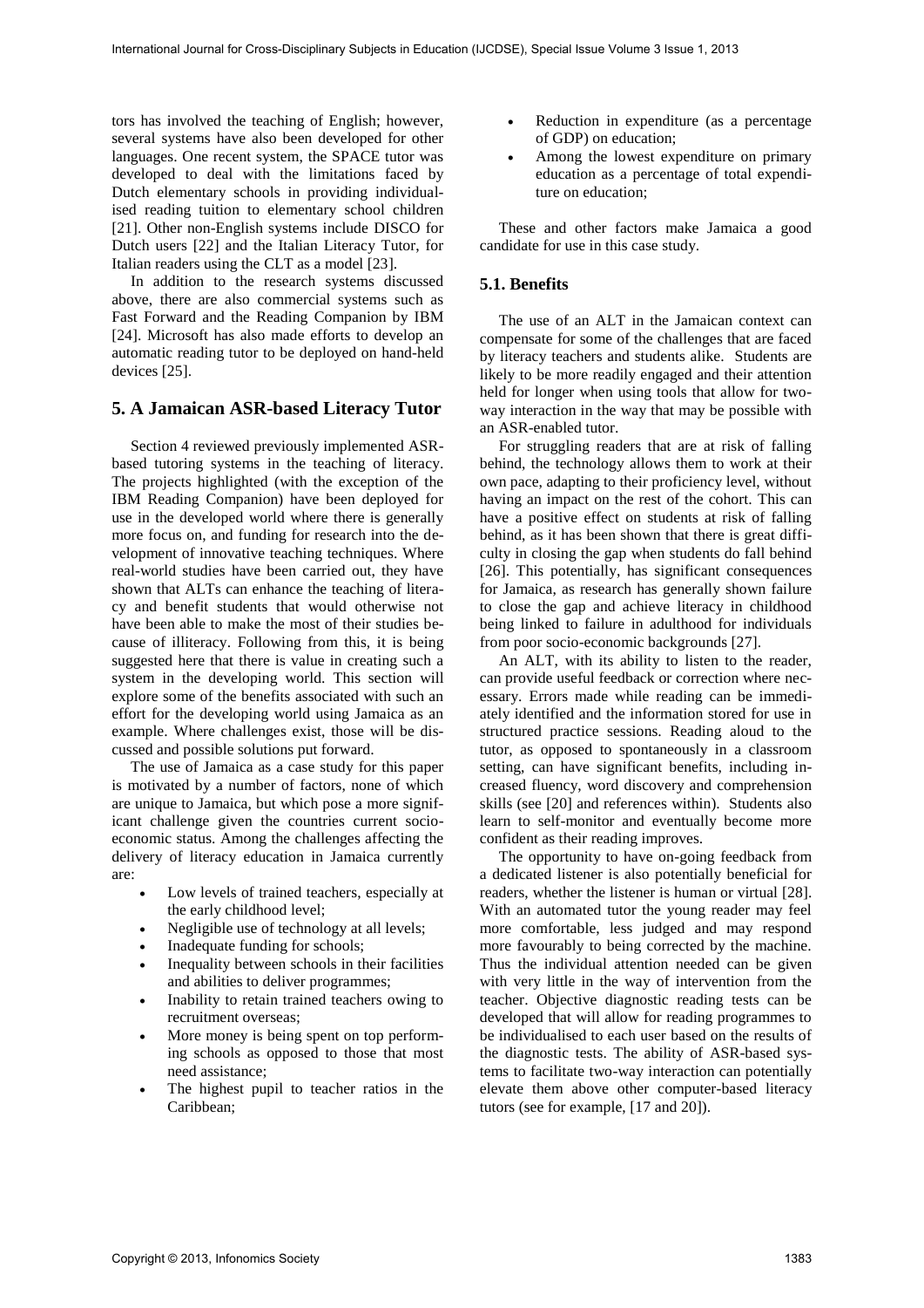tors has involved the teaching of English; however, several systems have also been developed for other languages. One recent system, the SPACE tutor was developed to deal with the limitations faced by Dutch elementary schools in providing individualised reading tuition to elementary school children [21]. Other non-English systems include DISCO for Dutch users [22] and the Italian Literacy Tutor, for Italian readers using the CLT as a model [23].

In addition to the research systems discussed above, there are also commercial systems such as Fast Forward and the Reading Companion by IBM [24]. Microsoft has also made efforts to develop an automatic reading tutor to be deployed on hand-held devices [25].

## 5. A Jamaican ASR-based Literacy Tutor

Section 4 reviewed previously implemented ASR-based tutoring systems in the teaching of literacy. The projects highlighted (with the exception of the IBM Reading Companion) have been deployed for use in the developed world where there is generally more focus on, and funding for research into the development of innovative teaching techniques. Where real-world studies have been carried out, they have shown that ALTs can enhance the teaching of literacy and benefit students that would otherwise not have been able to make the most of their studies because of illiteracy. Following from this, it is being suggested here that there is value in creating such a system in the developing world. This section will explore some of the benefits associated with such an effort for the developing world using Jamaica as an example. Where challenges exist, those will be discussed and possible solutions put forward.

The use of Jamaica as a case study for this paper is motivated by a number of factors, none of which are unique to Jamaica, but which pose a more significant challenge given the countries current socio-economic status. Among the challenges affecting the delivery of literacy education in Jamaica currently are:

- Low levels of trained teachers, especially at the early childhood level;
- Negligible use of technology at all levels;
- Inadequate funding for schools;
- Inequality between schools in their facilities and abilities to deliver programmes;
- Inability to retain trained teachers owing to recruitment overseas;
- More money is being spent on top performing schools as opposed to those that most need assistance;
- The highest pupil to teacher ratios in the Caribbean;
- Reduction in expenditure (as a percentage of GDP) on education;
- Among the lowest expenditure on primary education as a percentage of total expenditure on education;

These and other factors make Jamaica a good candidate for use in this case study.

### 5.1. Benefits

The use of an ALT in the Jamaican context can compensate for some of the challenges that are faced by literacy teachers and students alike. Students are likely to be more readily engaged and their attention held for longer when using tools that allow for two-way interaction in the way that may be possible with an ASR-enabled tutor.

For struggling readers that are at risk of falling behind, the technology allows them to work at their own pace, adapting to their proficiency level, without having an impact on the rest of the cohort. This can have a positive effect on students at risk of falling behind, as it has been shown that there is great difficulty in closing the gap when students do fall behind [26]. This potentially, has significant consequences for Jamaica, as research has generally shown failure to close the gap and achieve literacy in childhood being linked to failure in adulthood for individuals from poor socio-economic backgrounds [27].

An ALT, with its ability to listen to the reader, can provide useful feedback or correction where necessary. Errors made while reading can be immediately identified and the information stored for use in structured practice sessions. Reading aloud to the tutor, as opposed to spontaneously in a classroom setting, can have significant benefits, including increased fluency, word discovery and comprehension skills (see [20] and references within). Students also learn to self-monitor and eventually become more confident as their reading improves.

The opportunity to have on-going feedback from a dedicated listener is also potentially beneficial for readers, whether the listener is human or virtual [28]. With an automated tutor the young reader may feel more comfortable, less judged and may respond more favourably to being corrected by the machine. Thus the individual attention needed can be given with very little in the way of intervention from the teacher. Objective diagnostic reading tests can be developed that will allow for reading programmes to be individualised to each user based on the results of the diagnostic tests. The ability of ASR-based systems to facilitate two-way interaction can potentially elevate them above other computer-based literacy tutors (see for example, [17 and 20]).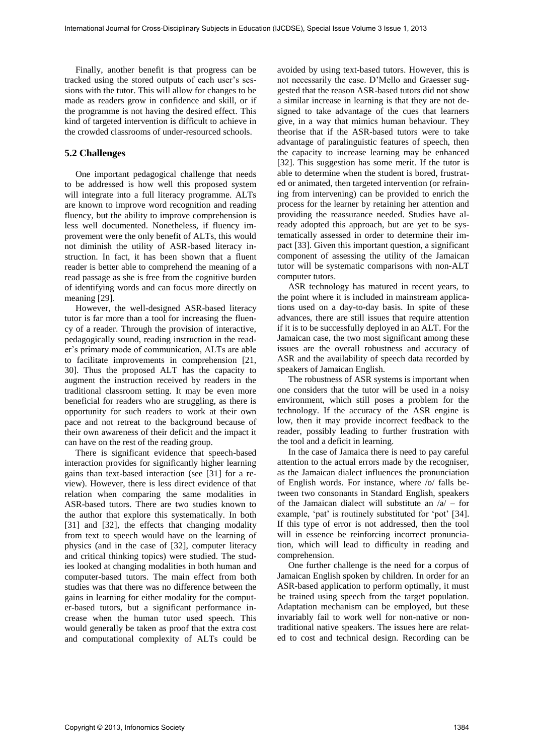Finally, another benefit is that progress can be tracked using the stored outputs of each user's sessions with the tutor. This will allow for changes to be made as readers grow in confidence and skill, or if the programme is not having the desired effect. This kind of targeted intervention is difficult to achieve in the crowded classrooms of under-resourced schools.

### 5.2 Challenges

One important pedagogical challenge that needs to be addressed is how well this proposed system will integrate into a full literacy programme. ALTs are known to improve word recognition and reading fluency, but the ability to improve comprehension is less well documented. Nonetheless, if fluency improvement were the only benefit of ALTs, this would not diminish the utility of ASR-based literacy instruction. In fact, it has been shown that a fluent reader is better able to comprehend the meaning of a read passage as she is free from the cognitive burden of identifying words and can focus more directly on meaning [29].

However, the well-designed ASR-based literacy tutor is far more than a tool for increasing the fluency of a reader. Through the provision of interactive, pedagogically sound, reading instruction in the reader's primary mode of communication, ALTs are able to facilitate improvements in comprehension [21, 30]. Thus the proposed ALT has the capacity to augment the instruction received by readers in the traditional classroom setting. It may be even more beneficial for readers who are struggling, as there is opportunity for such readers to work at their own pace and not retreat to the background because of their own awareness of their deficit and the impact it can have on the rest of the reading group.

There is significant evidence that speech-based interaction provides for significantly higher learning gains than text-based interaction (see [31] for a review). However, there is less direct evidence of that relation when comparing the same modalities in ASR-based tutors. There are two studies known to the author that explore this systematically. In both [31] and [32], the effects that changing modality from text to speech would have on the learning of physics (and in the case of [32], computer literacy and critical thinking topics) were studied. The studies looked at changing modalities in both human and computer-based tutors. The main effect from both studies was that there was no difference between the gains in learning for either modality for the computer-based tutors, but a significant performance increase when the human tutor used speech. This would generally be taken as proof that the extra cost and computational complexity of ALTs could be avoided by using text-based tutors. However, this is not necessarily the case. D'Mello and Graesser suggested that the reason ASR-based tutors did not show a similar increase in learning is that they are not designed to take advantage of the cues that learners give, in a way that mimics human behaviour. They theorise that if the ASR-based tutors were to take advantage of paralinguistic features of speech, then the capacity to increase learning may be enhanced [32]. This suggestion has some merit. If the tutor is able to determine when the student is bored, frustrated or animated, then targeted intervention (or refraining from intervening) can be provided to enrich the process for the learner by retaining her attention and providing the reassurance needed. Studies have already adopted this approach, but are yet to be systematically assessed in order to determine their impact [33]. Given this important question, a significant component of assessing the utility of the Jamaican tutor will be systematic comparisons with non-ALT computer tutors.

ASR technology has matured in recent years, to the point where it is included in mainstream applications used on a day-to-day basis. In spite of these advances, there are still issues that require attention if it is to be successfully deployed in an ALT. For the Jamaican case, the two most significant among these issues are the overall robustness and accuracy of ASR and the availability of speech data recorded by speakers of Jamaican English.

The robustness of ASR systems is important when one considers that the tutor will be used in a noisy environment, which still poses a problem for the technology. If the accuracy of the ASR engine is low, then it may provide incorrect feedback to the reader, possibly leading to further frustration with the tool and a deficit in learning.

In the case of Jamaica there is need to pay careful attention to the actual errors made by the recogniser, as the Jamaican dialect influences the pronunciation of English words. For instance, where /o/ falls between two consonants in Standard English, speakers of the Jamaican dialect will substitute an /a/ – for example, 'pat' is routinely substituted for 'pot' [34]. If this type of error is not addressed, then the tool will in essence be reinforcing incorrect pronunciation, which will lead to difficulty in reading and comprehension.

One further challenge is the need for a corpus of Jamaican English spoken by children. In order for an ASR-based application to perform optimally, it must be trained using speech from the target population. Adaptation mechanism can be employed, but these invariably fail to work well for non-native or non-traditional native speakers. The issues here are related to cost and technical design. Recording can be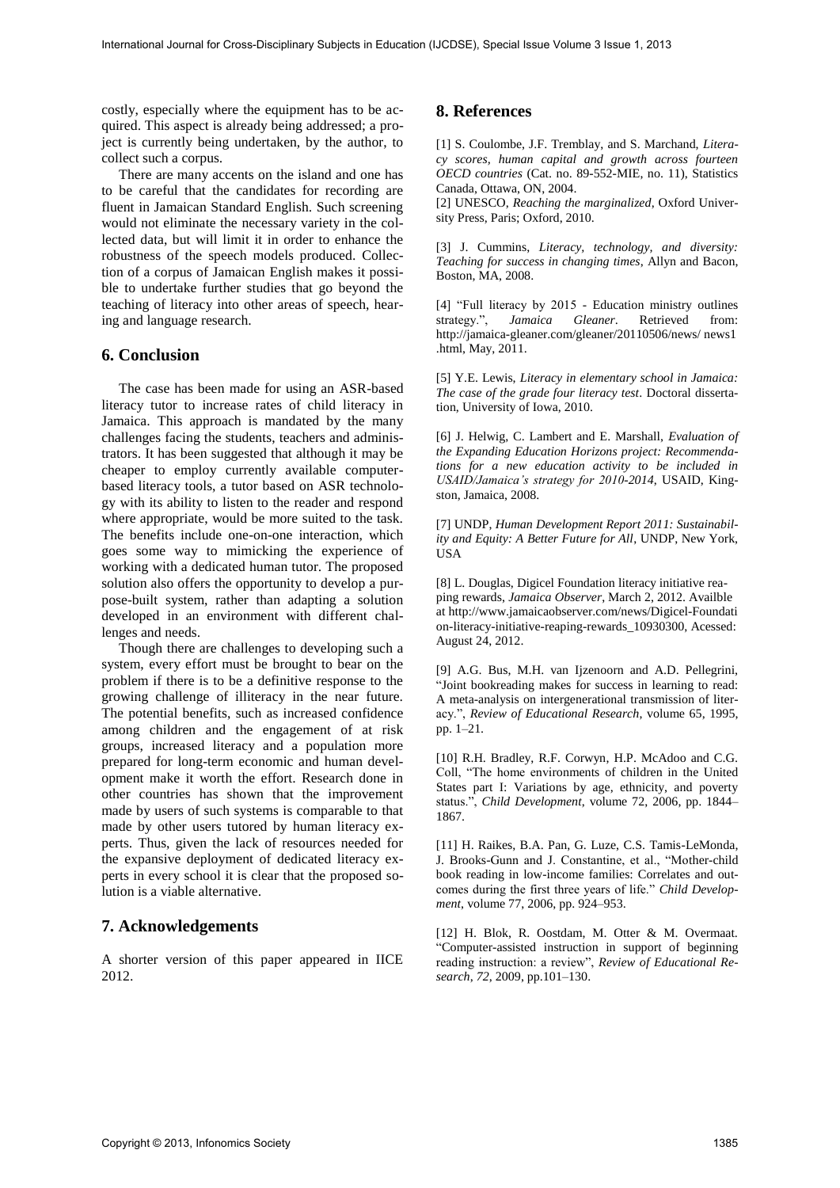costly, especially where the equipment has to be acquired. This aspect is already being addressed; a project is currently being undertaken, by the author, to collect such a corpus.

There are many accents on the island and one has to be careful that the candidates for recording are fluent in Jamaican Standard English. Such screening would not eliminate the necessary variety in the collected data, but will limit it in order to enhance the robustness of the speech models produced. Collection of a corpus of Jamaican English makes it possible to undertake further studies that go beyond the teaching of literacy into other areas of speech, hearing and language research.

## 6. Conclusion

The case has been made for using an ASR-based literacy tutor to increase rates of child literacy in Jamaica. This approach is mandated by the many challenges facing the students, teachers and administrators. It has been suggested that although it may be cheaper to employ currently available computer-based literacy tools, a tutor based on ASR technology with its ability to listen to the reader and respond where appropriate, would be more suited to the task. The benefits include one-on-one interaction, which goes some way to mimicking the experience of working with a dedicated human tutor. The proposed solution also offers the opportunity to develop a purpose-built system, rather than adapting a solution developed in an environment with different challenges and needs.

Though there are challenges to developing such a system, every effort must be brought to bear on the problem if there is to be a definitive response to the growing challenge of illiteracy in the near future. The potential benefits, such as increased confidence among children and the engagement of at risk groups, increased literacy and a population more prepared for long-term economic and human development make it worth the effort. Research done in other countries has shown that the improvement made by users of such systems is comparable to that made by other users tutored by human literacy experts. Thus, given the lack of resources needed for the expansive deployment of dedicated literacy experts in every school it is clear that the proposed solution is a viable alternative.

## 7. Acknowledgements

A shorter version of this paper appeared in IICE 2012.

## 8. References

[1] S. Coulombe, J.F. Tremblay, and S. Marchand, *Literacy scores, human capital and growth across fourteen OECD countries* (Cat. no. 89-552-MIE, no. 11), Statistics Canada, Ottawa, ON, 2004.

[2] UNESCO, *Reaching the marginalized*, Oxford University Press, Paris; Oxford, 2010.

[3] J. Cummins, *Literacy, technology, and diversity: Teaching for success in changing times*, Allyn and Bacon, Boston, MA, 2008.

[4] "Full literacy by 2015 - Education ministry outlines strategy.", *Jamaica Gleaner*. Retrieved from: http://jamaica-gleaner.com/gleaner/20110506/news/ news1 .html, May, 2011.

[5] Y.E. Lewis, *Literacy in elementary school in Jamaica: The case of the grade four literacy test*. Doctoral dissertation, University of Iowa, 2010.

[6] J. Helwig, C. Lambert and E. Marshall, *Evaluation of the Expanding Education Horizons project: Recommendations for a new education activity to be included in USAID/Jamaica's strategy for 2010-2014*, USAID, Kingston, Jamaica, 2008.

[7] UNDP, *Human Development Report 2011: Sustainability and Equity: A Better Future for All*, UNDP, New York, USA

[8] L. Douglas, Digicel Foundation literacy initiative reaping rewards, *Jamaica Observer*, March 2, 2012. Availble at http://www.jamaicaobserver.com/news/Digicel-Foundation-literacy-initiative-reaping-rewards_10930300, Acessed: August 24, 2012.

[9] A.G. Bus, M.H. van Ijzenoorn and A.D. Pellegrini, "Joint bookreading makes for success in learning to read: A meta-analysis on intergenerational transmission of literacy.", *Review of Educational Research*, volume 65, 1995, pp. 1–21.

[10] R.H. Bradley, R.F. Corwyn, H.P. McAdoo and C.G. Coll, "The home environments of children in the United States part I: Variations by age, ethnicity, and poverty status.", *Child Development*, volume 72, 2006, pp. 1844–1867.

[11] H. Raikes, B.A. Pan, G. Luze, C.S. Tamis-LeMonda, J. Brooks-Gunn and J. Constantine, et al., "Mother-child book reading in low-income families: Correlates and outcomes during the first three years of life." *Child Development*, volume 77, 2006, pp. 924–953.

[12] H. Blok, R. Oostdam, M. Otter & M. Overmaat. "Computer-assisted instruction in support of beginning reading instruction: a review", *Review of Educational Research*, *72*, 2009, pp.101–130.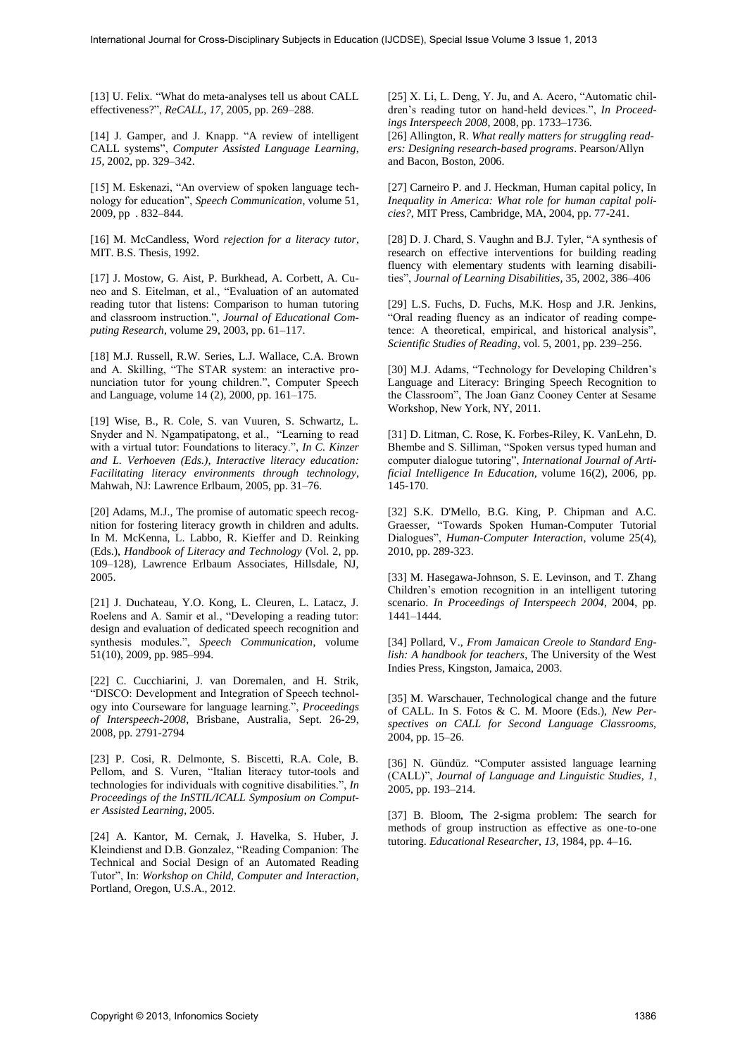[13] U. Felix. "What do meta-analyses tell us about CALL effectiveness?", *ReCALL*, *17*, 2005, pp. 269–288.

[14] J. Gamper, and J. Knapp. "A review of intelligent CALL systems", *Computer Assisted Language Learning*, *15*, 2002, pp. 329–342.

[15] M. Eskenazi, "An overview of spoken language technology for education", *Speech Communication*, volume 51, 2009, pp . 832–844.

[16] M. McCandless, Word *rejection for a literacy tutor*, MIT. B.S. Thesis, 1992.

[17] J. Mostow, G. Aist, P. Burkhead, A. Corbett, A. Cuneo and S. Eitelman, et al., "Evaluation of an automated reading tutor that listens: Comparison to human tutoring and classroom instruction.", *Journal of Educational Computing Research*, volume 29, 2003, pp. 61–117.

[18] M.J. Russell, R.W. Series, L.J. Wallace, C.A. Brown and A. Skilling, "The STAR system: an interactive pronunciation tutor for young children.", Computer Speech and Language, volume 14 (2), 2000, pp. 161–175.

[19] Wise, B., R. Cole, S. van Vuuren, S. Schwartz, L. Snyder and N. Ngampatipatong, et al., "Learning to read with a virtual tutor: Foundations to literacy.", *In C. Kinzer and L. Verhoeven (Eds.), Interactive literacy education: Facilitating literacy environments through technology*, Mahwah, NJ: Lawrence Erlbaum, 2005, pp. 31–76.

[20] Adams, M.J., The promise of automatic speech recognition for fostering literacy growth in children and adults. In M. McKenna, L. Labbo, R. Kieffer and D. Reinking (Eds.), *Handbook of Literacy and Technology* (Vol. 2, pp. 109–128), Lawrence Erlbaum Associates, Hillsdale, NJ, 2005.

[21] J. Duchateau, Y.O. Kong, L. Cleuren, L. Latacz, J. Roelens and A. Samir et al., "Developing a reading tutor: design and evaluation of dedicated speech recognition and synthesis modules.", *Speech Communication*, volume 51(10), 2009, pp. 985–994.

[22] C. Cucchiarini, J. van Doremalen, and H. Strik, "DISCO: Development and Integration of Speech technology into Courseware for language learning.", *Proceedings of Interspeech-2008*, Brisbane, Australia, Sept. 26-29, 2008, pp. 2791-2794

[23] P. Cosi, R. Delmonte, S. Biscetti, R.A. Cole, B. Pellom, and S. Vuren, "Italian literacy tutor-tools and technologies for individuals with cognitive disabilities.", *In Proceedings of the InSTIL/ICALL Symposium on Computer Assisted Learning*, 2005.

[24] A. Kantor, M. Cernak, J. Havelka, S. Huber, J. Kleindienst and D.B. Gonzalez, "Reading Companion: The Technical and Social Design of an Automated Reading Tutor", In: *Workshop on Child, Computer and Interaction*, Portland, Oregon, U.S.A., 2012.

[25] X. Li, L. Deng, Y. Ju, and A. Acero, "Automatic children's reading tutor on hand-held devices.", *In Proceedings Interspeech 2008*, 2008, pp. 1733–1736.

[26] Allington, R. *What really matters for struggling readers: Designing research-based programs*. Pearson/Allyn and Bacon, Boston, 2006.

[27] Carneiro P. and J. Heckman, Human capital policy, In *Inequality in America: What role for human capital policies?*, MIT Press, Cambridge, MA, 2004, pp. 77-241.

[28] D. J. Chard, S. Vaughn and B.J. Tyler, "A synthesis of research on effective interventions for building reading fluency with elementary students with learning disabilities", *Journal of Learning Disabilities*, 35, 2002, 386–406

[29] L.S. Fuchs, D. Fuchs, M.K. Hosp and J.R. Jenkins, "Oral reading fluency as an indicator of reading competence: A theoretical, empirical, and historical analysis", *Scientific Studies of Reading*, vol. 5, 2001, pp. 239–256.

[30] M.J. Adams, "Technology for Developing Children's Language and Literacy: Bringing Speech Recognition to the Classroom", The Joan Ganz Cooney Center at Sesame Workshop, New York, NY, 2011.

[31] D. Litman, C. Rose, K. Forbes-Riley, K. VanLehn, D. Bhembe and S. Silliman, "Spoken versus typed human and computer dialogue tutoring", *International Journal of Artificial Intelligence In Education,* volume 16(2), 2006, pp. 145-170.

[32] S.K. D'Mello, B.G. King, P. Chipman and A.C. Graesser, "Towards Spoken Human-Computer Tutorial Dialogues", *Human-Computer Interaction*, volume 25(4), 2010, pp. 289-323.

[33] M. Hasegawa-Johnson, S. E. Levinson, and T. Zhang Children's emotion recognition in an intelligent tutoring scenario. *In Proceedings of Interspeech 2004*, 2004, pp. 1441–1444.

[34] Pollard, V., *From Jamaican Creole to Standard English: A handbook for teachers*, The University of the West Indies Press, Kingston, Jamaica, 2003.

[35] M. Warschauer, Technological change and the future of CALL. In S. Fotos & C. M. Moore (Eds.), *New Perspectives on CALL for Second Language Classrooms*, 2004, pp. 15–26.

[36] N. Gündüz. "Computer assisted language learning (CALL)", *Journal of Language and Linguistic Studies*, *1*, 2005, pp. 193–214.

[37] B. Bloom, The 2-sigma problem: The search for methods of group instruction as effective as one-to-one tutoring. *Educational Researcher*, *13*, 1984, pp. 4–16.